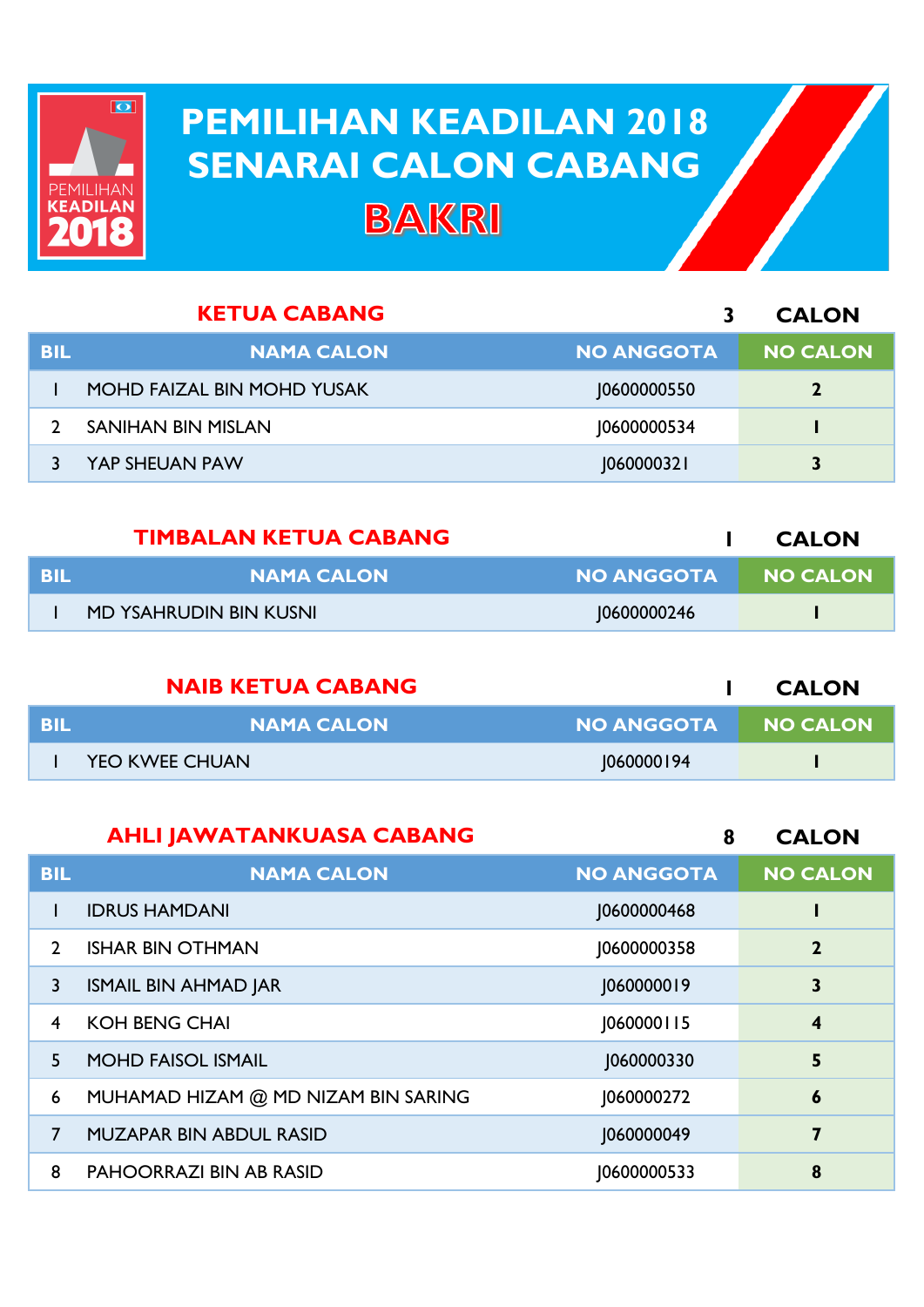# PEMILIHAN KEADILAN 2018
# SENARAI CALON CABANG
# BAKRI

## KETUA CABANG — 3 CALON

| BIL | NAMA CALON | NO ANGGOTA | NO CALON |
|---|---|---|---|
| 1 | MOHD FAIZAL BIN MOHD YUSAK | J0600000550 | 2 |
| 2 | SANIHAN BIN MISLAN | J0600000534 | 1 |
| 3 | YAP SHEUAN PAW | J060000321 | 3 |

## TIMBALAN KETUA CABANG — 1 CALON

| BIL | NAMA CALON | NO ANGGOTA | NO CALON |
|---|---|---|---|
| 1 | MD YSAHRUDIN BIN KUSNI | J0600000246 | 1 |

## NAIB KETUA CABANG — 1 CALON

| BIL | NAMA CALON | NO ANGGOTA | NO CALON |
|---|---|---|---|
| 1 | YEO KWEE CHUAN | J060000194 | 1 |

## AHLI JAWATANKUASA CABANG — 8 CALON

| BIL | NAMA CALON | NO ANGGOTA | NO CALON |
|---|---|---|---|
| 1 | IDRUS HAMDANI | J0600000468 | 1 |
| 2 | ISHAR BIN OTHMAN | J0600000358 | 2 |
| 3 | ISMAIL BIN AHMAD JAR | J060000019 | 3 |
| 4 | KOH BENG CHAI | J060000115 | 4 |
| 5 | MOHD FAISOL ISMAIL | J060000330 | 5 |
| 6 | MUHAMAD HIZAM @ MD NIZAM BIN SARING | J060000272 | 6 |
| 7 | MUZAPAR BIN ABDUL RASID | J060000049 | 7 |
| 8 | PAHOORRAZI BIN AB RASID | J0600000533 | 8 |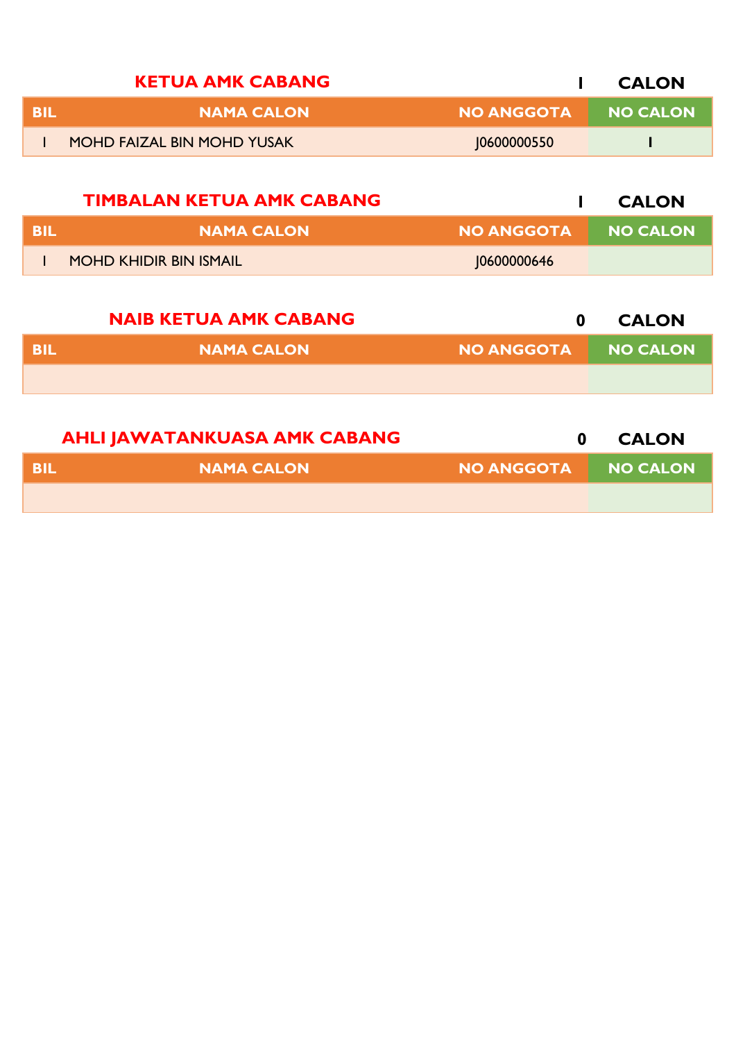## KETUA AMK CABANG — 1 CALON

| BIL | NAMA CALON | NO ANGGOTA | NO CALON |
|---|---|---|---|
| 1 | MOHD FAIZAL BIN MOHD YUSAK | J0600000550 | 1 |

## TIMBALAN KETUA AMK CABANG — 1 CALON

| BIL | NAMA CALON | NO ANGGOTA | NO CALON |
|---|---|---|---|
| 1 | MOHD KHIDIR BIN ISMAIL | J0600000646 | |

## NAIB KETUA AMK CABANG — 0 CALON

| BIL | NAMA CALON | NO ANGGOTA | NO CALON |
|---|---|---|---|
| | | | |

## AHLI JAWATANKUASA AMK CABANG — 0 CALON

| BIL | NAMA CALON | NO ANGGOTA | NO CALON |
|---|---|---|---|
| | | | |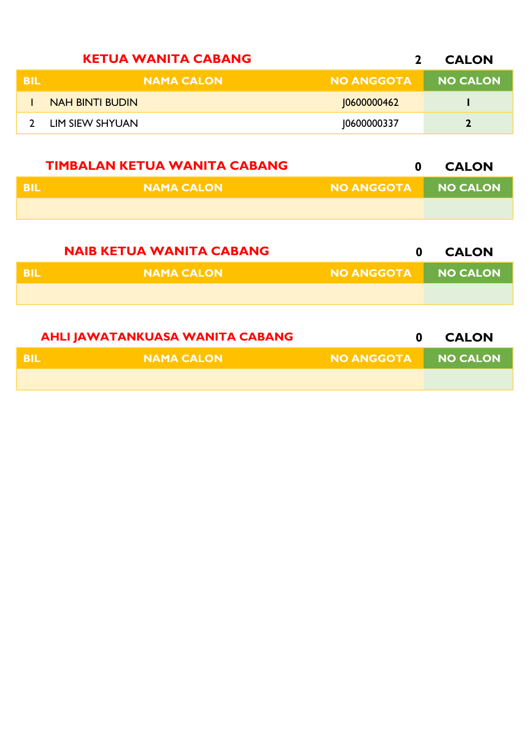## KETUA WANITA CABANG

**2 CALON**

| BIL | NAMA CALON | NO ANGGOTA | NO CALON |
|---|---|---|---|
| 1 | NAH BINTI BUDIN | J0600000462 | 1 |
| 2 | LIM SIEW SHYUAN | J0600000337 | 2 |

## TIMBALAN KETUA WANITA CABANG

**0 CALON**

| BIL | NAMA CALON | NO ANGGOTA | NO CALON |
|---|---|---|---|
| | | | |

## NAIB KETUA WANITA CABANG

**0 CALON**

| BIL | NAMA CALON | NO ANGGOTA | NO CALON |
|---|---|---|---|
| | | | |

## AHLI JAWATANKUASA WANITA CABANG

**0 CALON**

| BIL | NAMA CALON | NO ANGGOTA | NO CALON |
|---|---|---|---|
| | | | |